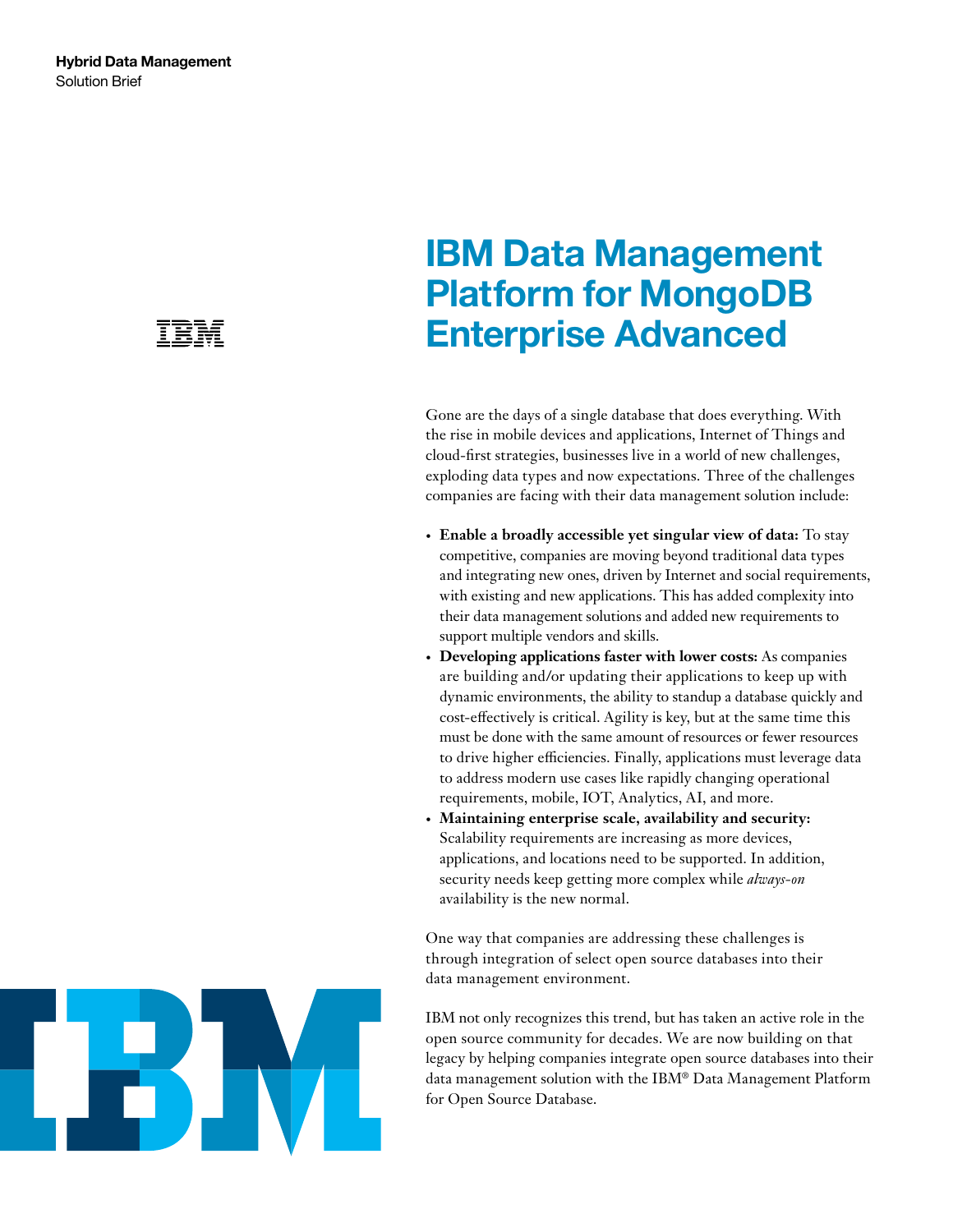**Hybrid Data Management**
Solution Brief

# IBM Data Management Platform for MongoDB Enterprise Advanced

Gone are the days of a single database that does everything. With the rise in mobile devices and applications, Internet of Things and cloud-first strategies, businesses live in a world of new challenges, exploding data types and now expectations. Three of the challenges companies are facing with their data management solution include:

- **Enable a broadly accessible yet singular view of data:** To stay competitive, companies are moving beyond traditional data types and integrating new ones, driven by Internet and social requirements, with existing and new applications. This has added complexity into their data management solutions and added new requirements to support multiple vendors and skills.
- **Developing applications faster with lower costs:** As companies are building and/or updating their applications to keep up with dynamic environments, the ability to standup a database quickly and cost-effectively is critical. Agility is key, but at the same time this must be done with the same amount of resources or fewer resources to drive higher efficiencies. Finally, applications must leverage data to address modern use cases like rapidly changing operational requirements, mobile, IOT, Analytics, AI, and more.
- **Maintaining enterprise scale, availability and security:** Scalability requirements are increasing as more devices, applications, and locations need to be supported. In addition, security needs keep getting more complex while *always-on* availability is the new normal.

One way that companies are addressing these challenges is through integration of select open source databases into their data management environment.

IBM not only recognizes this trend, but has taken an active role in the open source community for decades. We are now building on that legacy by helping companies integrate open source databases into their data management solution with the IBM® Data Management Platform for Open Source Database.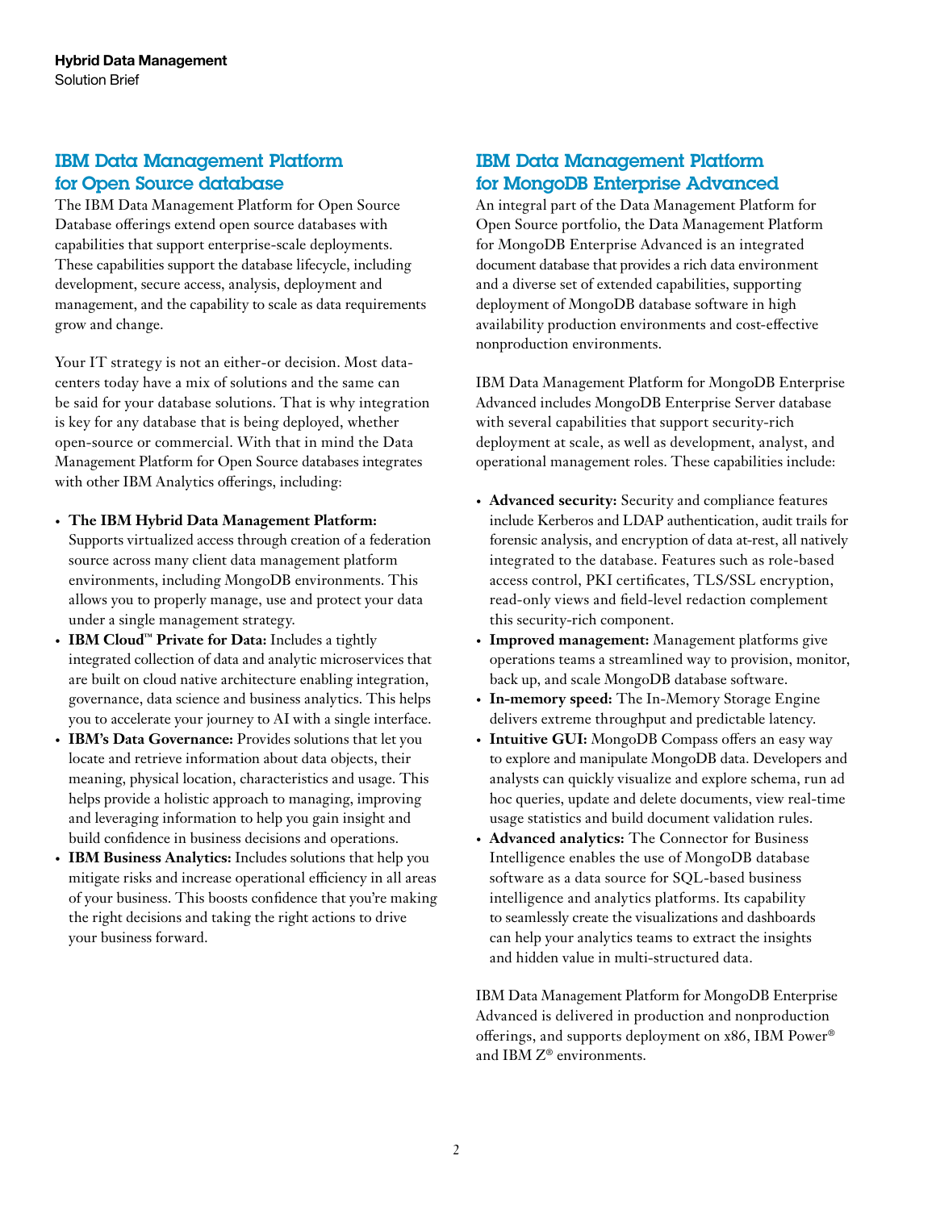## IBM Data Management Platform for Open Source database

The IBM Data Management Platform for Open Source Database offerings extend open source databases with capabilities that support enterprise-scale deployments. These capabilities support the database lifecycle, including development, secure access, analysis, deployment and management, and the capability to scale as data requirements grow and change.

Your IT strategy is not an either-or decision. Most data-centers today have a mix of solutions and the same can be said for your database solutions. That is why integration is key for any database that is being deployed, whether open-source or commercial. With that in mind the Data Management Platform for Open Source databases integrates with other IBM Analytics offerings, including:

- **The IBM Hybrid Data Management Platform:** Supports virtualized access through creation of a federation source across many client data management platform environments, including MongoDB environments. This allows you to properly manage, use and protect your data under a single management strategy.
- **IBM Cloud™ Private for Data:** Includes a tightly integrated collection of data and analytic microservices that are built on cloud native architecture enabling integration, governance, data science and business analytics. This helps you to accelerate your journey to AI with a single interface.
- **IBM's Data Governance:** Provides solutions that let you locate and retrieve information about data objects, their meaning, physical location, characteristics and usage. This helps provide a holistic approach to managing, improving and leveraging information to help you gain insight and build confidence in business decisions and operations.
- **IBM Business Analytics:** Includes solutions that help you mitigate risks and increase operational efficiency in all areas of your business. This boosts confidence that you're making the right decisions and taking the right actions to drive your business forward.

## IBM Data Management Platform for MongoDB Enterprise Advanced

An integral part of the Data Management Platform for Open Source portfolio, the Data Management Platform for MongoDB Enterprise Advanced is an integrated document database that provides a rich data environment and a diverse set of extended capabilities, supporting deployment of MongoDB database software in high availability production environments and cost-effective nonproduction environments.

IBM Data Management Platform for MongoDB Enterprise Advanced includes MongoDB Enterprise Server database with several capabilities that support security-rich deployment at scale, as well as development, analyst, and operational management roles. These capabilities include:

- **Advanced security:** Security and compliance features include Kerberos and LDAP authentication, audit trails for forensic analysis, and encryption of data at-rest, all natively integrated to the database. Features such as role-based access control, PKI certificates, TLS/SSL encryption, read-only views and field-level redaction complement this security-rich component.
- **Improved management:** Management platforms give operations teams a streamlined way to provision, monitor, back up, and scale MongoDB database software.
- **In-memory speed:** The In-Memory Storage Engine delivers extreme throughput and predictable latency.
- **Intuitive GUI:** MongoDB Compass offers an easy way to explore and manipulate MongoDB data. Developers and analysts can quickly visualize and explore schema, run ad hoc queries, update and delete documents, view real-time usage statistics and build document validation rules.
- **Advanced analytics:** The Connector for Business Intelligence enables the use of MongoDB database software as a data source for SQL-based business intelligence and analytics platforms. Its capability to seamlessly create the visualizations and dashboards can help your analytics teams to extract the insights and hidden value in multi-structured data.

IBM Data Management Platform for MongoDB Enterprise Advanced is delivered in production and nonproduction offerings, and supports deployment on x86, IBM Power® and IBM Z® environments.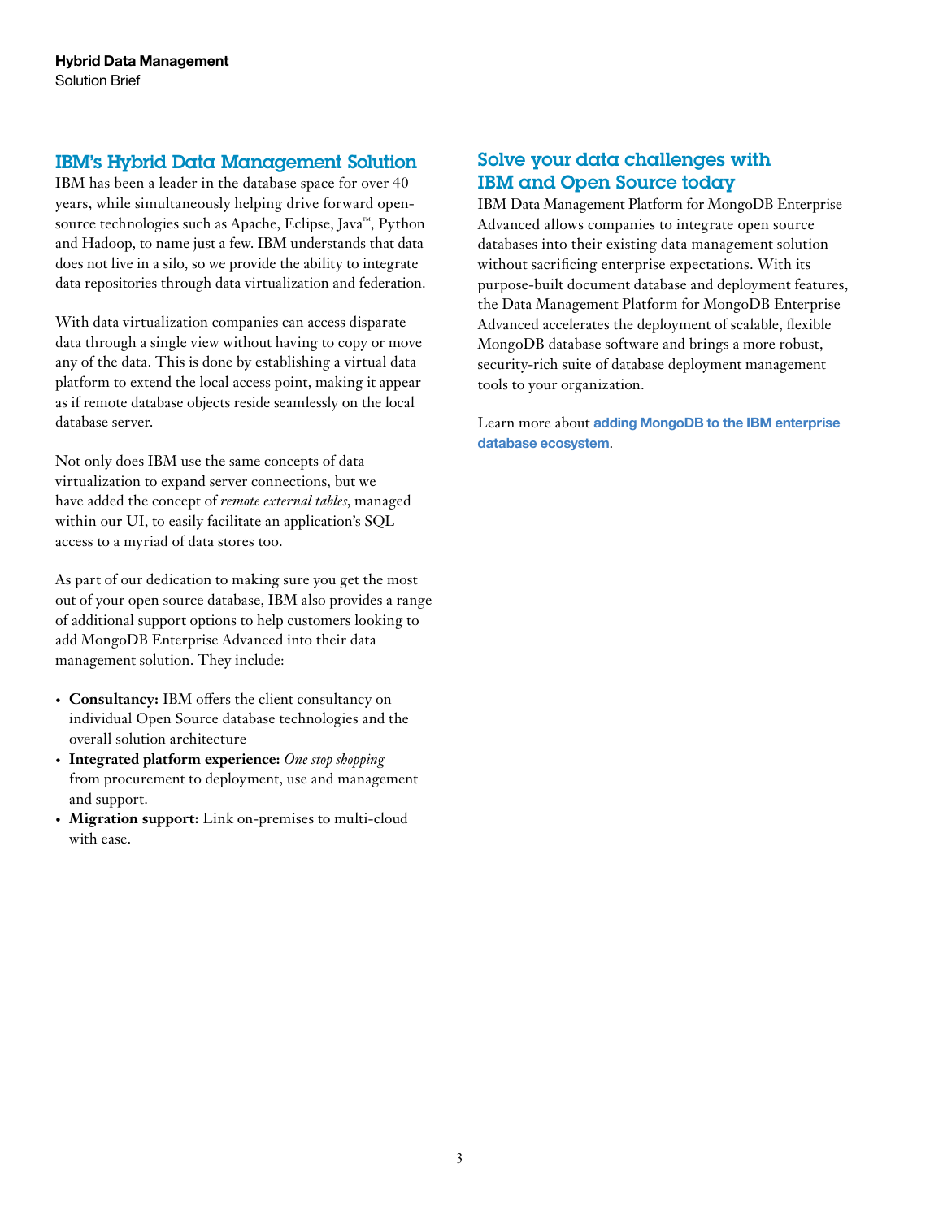## IBM's Hybrid Data Management Solution

IBM has been a leader in the database space for over 40 years, while simultaneously helping drive forward open-source technologies such as Apache, Eclipse, Java™, Python and Hadoop, to name just a few. IBM understands that data does not live in a silo, so we provide the ability to integrate data repositories through data virtualization and federation.

With data virtualization companies can access disparate data through a single view without having to copy or move any of the data. This is done by establishing a virtual data platform to extend the local access point, making it appear as if remote database objects reside seamlessly on the local database server.

Not only does IBM use the same concepts of data virtualization to expand server connections, but we have added the concept of *remote external tables*, managed within our UI, to easily facilitate an application's SQL access to a myriad of data stores too.

As part of our dedication to making sure you get the most out of your open source database, IBM also provides a range of additional support options to help customers looking to add MongoDB Enterprise Advanced into their data management solution. They include:

- **Consultancy:** IBM offers the client consultancy on individual Open Source database technologies and the overall solution architecture
- **Integrated platform experience:** *One stop shopping* from procurement to deployment, use and management and support.
- **Migration support:** Link on-premises to multi-cloud with ease.

## Solve your data challenges with IBM and Open Source today

IBM Data Management Platform for MongoDB Enterprise Advanced allows companies to integrate open source databases into their existing data management solution without sacrificing enterprise expectations. With its purpose-built document database and deployment features, the Data Management Platform for MongoDB Enterprise Advanced accelerates the deployment of scalable, flexible MongoDB database software and brings a more robust, security-rich suite of database deployment management tools to your organization.

Learn more about **adding MongoDB to the IBM enterprise database ecosystem**.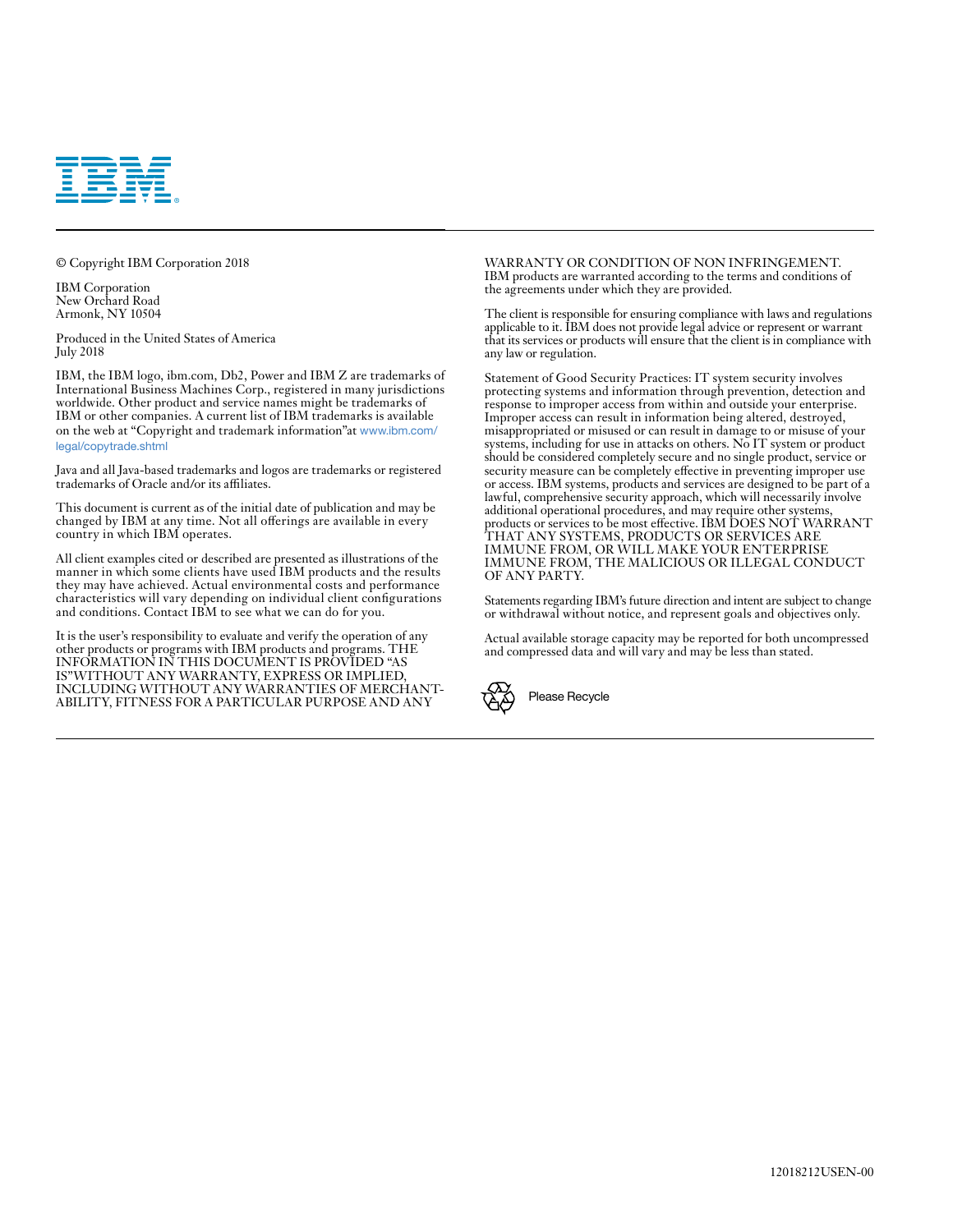© Copyright IBM Corporation 2018

IBM Corporation
New Orchard Road
Armonk, NY 10504

Produced in the United States of America
July 2018

IBM, the IBM logo, ibm.com, Db2, Power and IBM Z are trademarks of International Business Machines Corp., registered in many jurisdictions worldwide. Other product and service names might be trademarks of IBM or other companies. A current list of IBM trademarks is available on the web at "Copyright and trademark information"at www.ibm.com/legal/copytrade.shtml

Java and all Java-based trademarks and logos are trademarks or registered trademarks of Oracle and/or its affiliates.

This document is current as of the initial date of publication and may be changed by IBM at any time. Not all offerings are available in every country in which IBM operates.

All client examples cited or described are presented as illustrations of the manner in which some clients have used IBM products and the results they may have achieved. Actual environmental costs and performance characteristics will vary depending on individual client configurations and conditions. Contact IBM to see what we can do for you.

It is the user's responsibility to evaluate and verify the operation of any other products or programs with IBM products and programs. THE INFORMATION IN THIS DOCUMENT IS PROVIDED "AS IS"WITHOUT ANY WARRANTY, EXPRESS OR IMPLIED, INCLUDING WITHOUT ANY WARRANTIES OF MERCHANTABILITY, FITNESS FOR A PARTICULAR PURPOSE AND ANY WARRANTY OR CONDITION OF NON INFRINGEMENT. IBM products are warranted according to the terms and conditions of the agreements under which they are provided.

The client is responsible for ensuring compliance with laws and regulations applicable to it. IBM does not provide legal advice or represent or warrant that its services or products will ensure that the client is in compliance with any law or regulation.

Statement of Good Security Practices: IT system security involves protecting systems and information through prevention, detection and response to improper access from within and outside your enterprise. Improper access can result in information being altered, destroyed, misappropriated or misused or can result in damage to or misuse of your systems, including for use in attacks on others. No IT system or product should be considered completely secure and no single product, service or security measure can be completely effective in preventing improper use or access. IBM systems, products and services are designed to be part of a lawful, comprehensive security approach, which will necessarily involve additional operational procedures, and may require other systems, products or services to be most effective. IBM DOES NOT WARRANT THAT ANY SYSTEMS, PRODUCTS OR SERVICES ARE IMMUNE FROM, OR WILL MAKE YOUR ENTERPRISE IMMUNE FROM, THE MALICIOUS OR ILLEGAL CONDUCT OF ANY PARTY.

Statements regarding IBM's future direction and intent are subject to change or withdrawal without notice, and represent goals and objectives only.

Actual available storage capacity may be reported for both uncompressed and compressed data and will vary and may be less than stated.

Please Recycle

12018212USEN-00